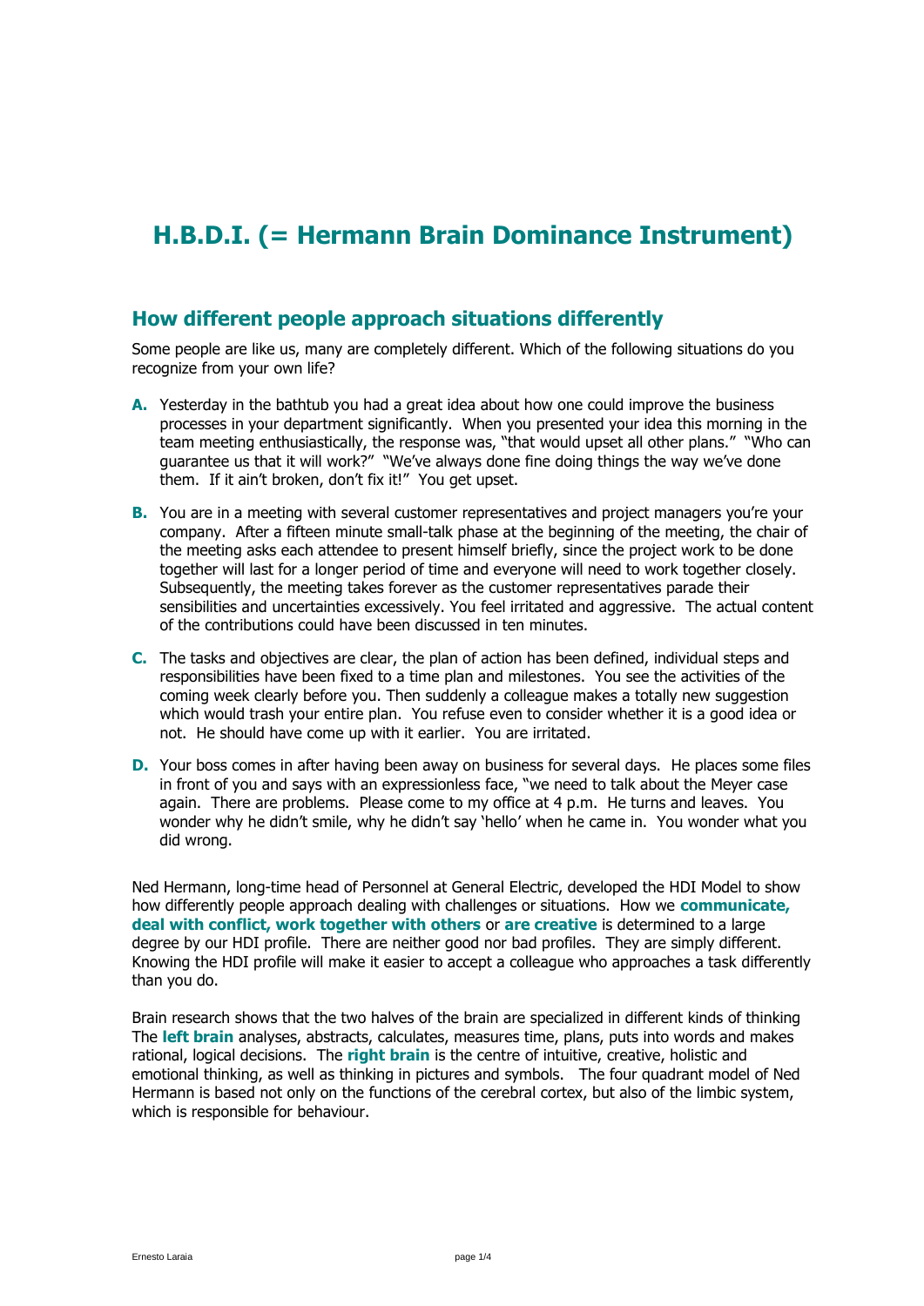# H.B.D.I. (= Hermann Brain Dominance Instrument)

## How different people approach situations differently

Some people are like us, many are completely different. Which of the following situations do you recognize from your own life?

**A.** Yesterday in the bathtub you had a great idea about how one could improve the business processes in your department significantly. When you presented your idea this morning in the team meeting enthusiastically, the response was, "that would upset all other plans." "Who can guarantee us that it will work?" "We've always done fine doing things the way we've done them. If it ain't broken, don't fix it!" You get upset.

**B.** You are in a meeting with several customer representatives and project managers you're your company. After a fifteen minute small-talk phase at the beginning of the meeting, the chair of the meeting asks each attendee to present himself briefly, since the project work to be done together will last for a longer period of time and everyone will need to work together closely. Subsequently, the meeting takes forever as the customer representatives parade their sensibilities and uncertainties excessively. You feel irritated and aggressive. The actual content of the contributions could have been discussed in ten minutes.

**C.** The tasks and objectives are clear, the plan of action has been defined, individual steps and responsibilities have been fixed to a time plan and milestones. You see the activities of the coming week clearly before you. Then suddenly a colleague makes a totally new suggestion which would trash your entire plan. You refuse even to consider whether it is a good idea or not. He should have come up with it earlier. You are irritated.

**D.** Your boss comes in after having been away on business for several days. He places some files in front of you and says with an expressionless face, "we need to talk about the Meyer case again. There are problems. Please come to my office at 4 p.m. He turns and leaves. You wonder why he didn't smile, why he didn't say 'hello' when he came in. You wonder what you did wrong.

Ned Hermann, long-time head of Personnel at General Electric, developed the HDI Model to show how differently people approach dealing with challenges or situations. How we **communicate, deal with conflict, work together with others** or **are creative** is determined to a large degree by our HDI profile. There are neither good nor bad profiles. They are simply different. Knowing the HDI profile will make it easier to accept a colleague who approaches a task differently than you do.

Brain research shows that the two halves of the brain are specialized in different kinds of thinking The **left brain** analyses, abstracts, calculates, measures time, plans, puts into words and makes rational, logical decisions. The **right brain** is the centre of intuitive, creative, holistic and emotional thinking, as well as thinking in pictures and symbols. The four quadrant model of Ned Hermann is based not only on the functions of the cerebral cortex, but also of the limbic system, which is responsible for behaviour.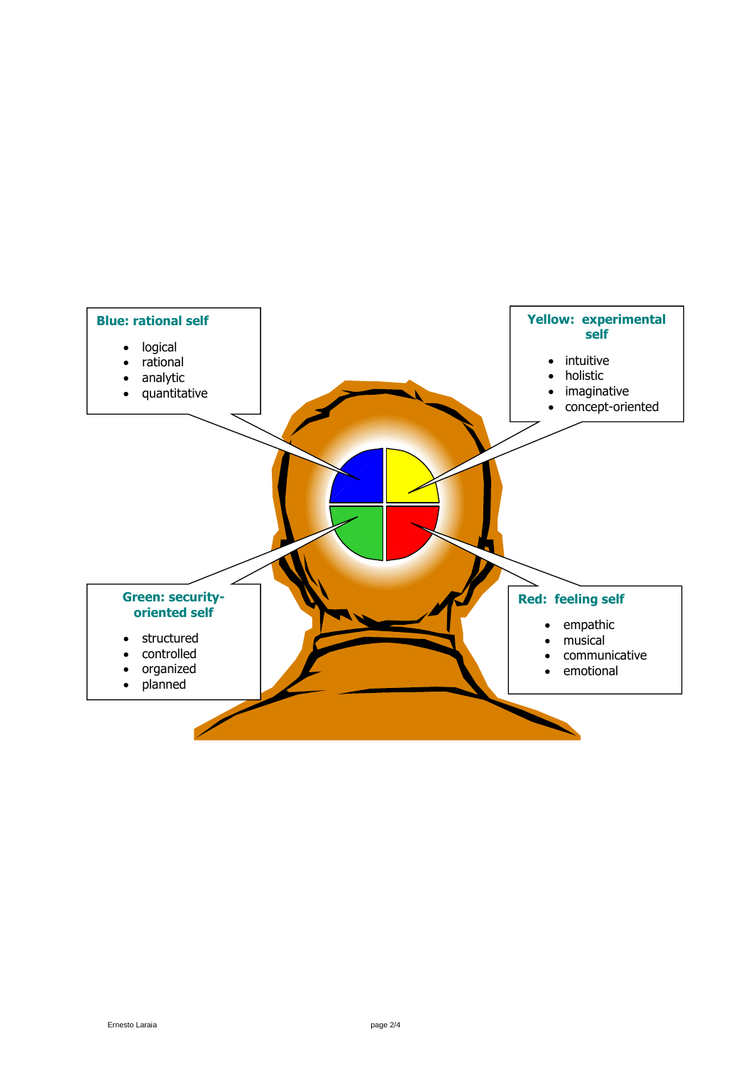**Blue: rational self**

- logical
- rational
- analytic
- quantitative

**Yellow: experimental self**

- intuitive
- holistic
- imaginative
- concept-oriented

**Green: security-oriented self**

- structured
- controlled
- organized
- planned

**Red: feeling self**

- empathic
- musical
- communicative
- emotional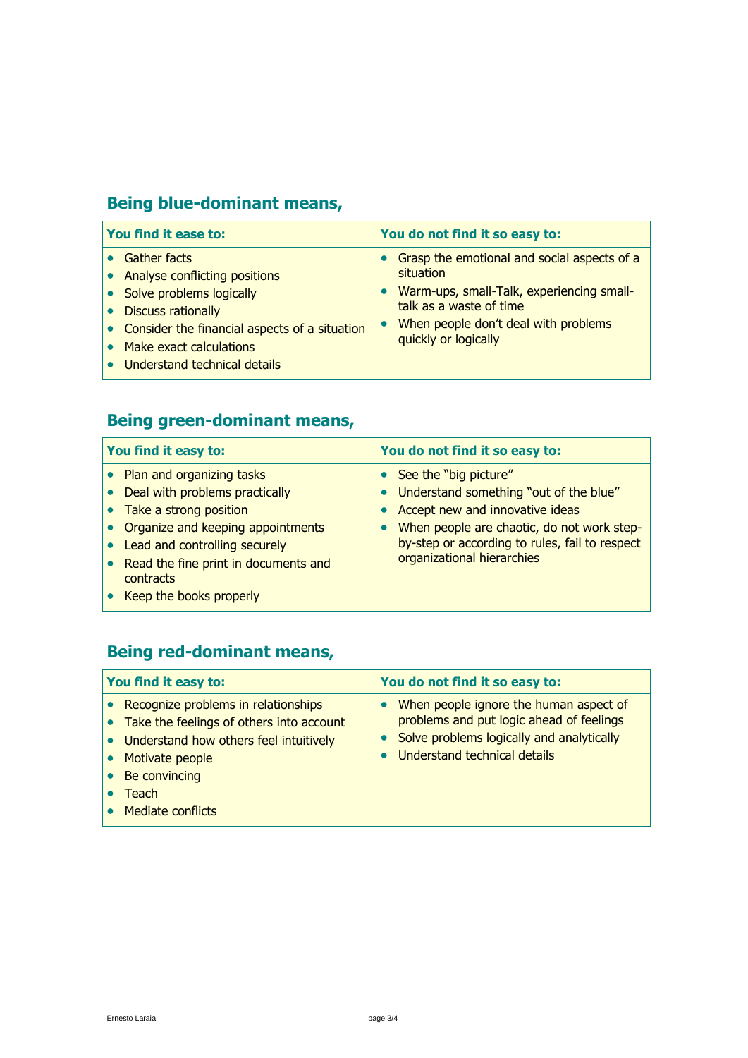## Being blue-dominant means,

| You find it ease to: | You do not find it so easy to: |
| --- | --- |
| • Gather facts<br>• Analyse conflicting positions<br>• Solve problems logically<br>• Discuss rationally<br>• Consider the financial aspects of a situation<br>• Make exact calculations<br>• Understand technical details | • Grasp the emotional and social aspects of a situation<br>• Warm-ups, small-Talk, experiencing small-talk as a waste of time<br>• When people don't deal with problems quickly or logically |

## Being green-dominant means,

| You find it easy to: | You do not find it so easy to: |
| --- | --- |
| • Plan and organizing tasks<br>• Deal with problems practically<br>• Take a strong position<br>• Organize and keeping appointments<br>• Lead and controlling securely<br>• Read the fine print in documents and contracts<br>• Keep the books properly | • See the "big picture"<br>• Understand something "out of the blue"<br>• Accept new and innovative ideas<br>• When people are chaotic, do not work step-by-step or according to rules, fail to respect organizational hierarchies |

## Being red-dominant means,

| You find it easy to: | You do not find it so easy to: |
| --- | --- |
| • Recognize problems in relationships<br>• Take the feelings of others into account<br>• Understand how others feel intuitively<br>• Motivate people<br>• Be convincing<br>• Teach<br>• Mediate conflicts | • When people ignore the human aspect of problems and put logic ahead of feelings<br>• Solve problems logically and analytically<br>• Understand technical details |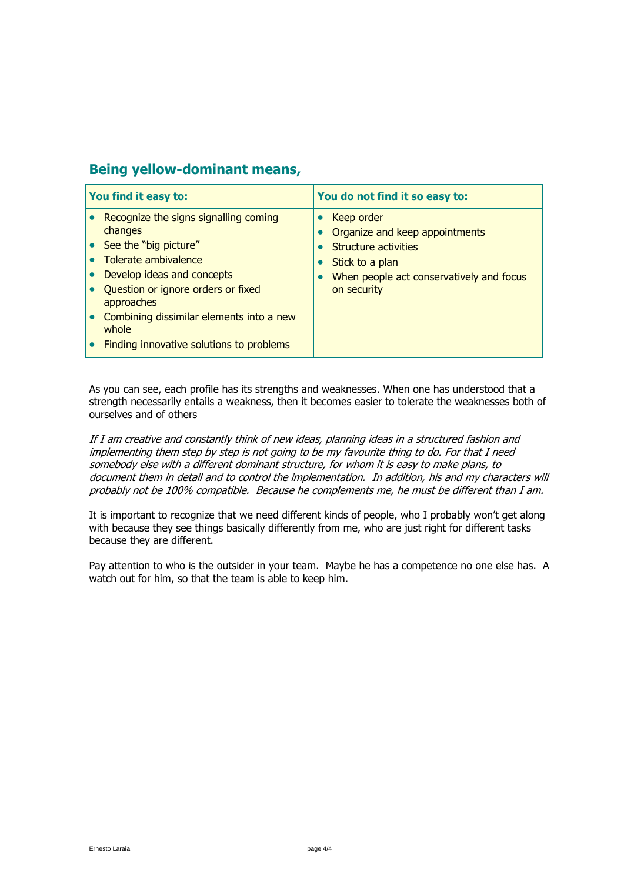## Being yellow-dominant means,

| You find it easy to: | You do not find it so easy to: |
|---|---|
| • Recognize the signs signalling coming changes<br>• See the "big picture"<br>• Tolerate ambivalence<br>• Develop ideas and concepts<br>• Question or ignore orders or fixed approaches<br>• Combining dissimilar elements into a new whole<br>• Finding innovative solutions to problems | • Keep order<br>• Organize and keep appointments<br>• Structure activities<br>• Stick to a plan<br>• When people act conservatively and focus on security |

As you can see, each profile has its strengths and weaknesses. When one has understood that a strength necessarily entails a weakness, then it becomes easier to tolerate the weaknesses both of ourselves and of others

*If I am creative and constantly think of new ideas, planning ideas in a structured fashion and implementing them step by step is not going to be my favourite thing to do. For that I need somebody else with a different dominant structure, for whom it is easy to make plans, to document them in detail and to control the implementation. In addition, his and my characters will probably not be 100% compatible. Because he complements me, he must be different than I am.*

It is important to recognize that we need different kinds of people, who I probably won't get along with because they see things basically differently from me, who are just right for different tasks because they are different.

Pay attention to who is the outsider in your team. Maybe he has a competence no one else has. A watch out for him, so that the team is able to keep him.